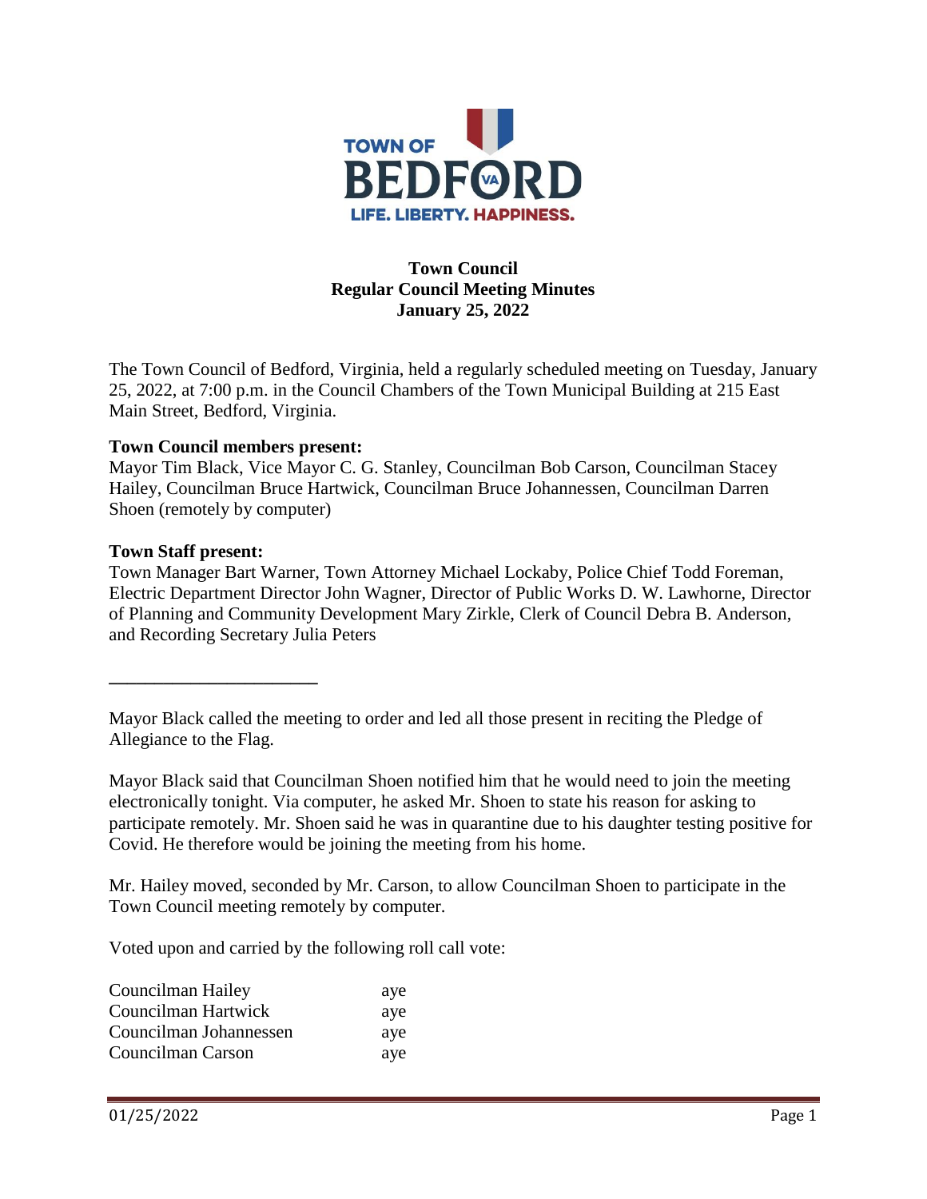# Town Council
## Regular Council Meeting Minutes
### January 25, 2022

The Town Council of Bedford, Virginia, held a regularly scheduled meeting on Tuesday, January 25, 2022, at 7:00 p.m. in the Council Chambers of the Town Municipal Building at 215 East Main Street, Bedford, Virginia.

**Town Council members present:**
Mayor Tim Black, Vice Mayor C. G. Stanley, Councilman Bob Carson, Councilman Stacey Hailey, Councilman Bruce Hartwick, Councilman Bruce Johannessen, Councilman Darren Shoen (remotely by computer)

**Town Staff present:**
Town Manager Bart Warner, Town Attorney Michael Lockaby, Police Chief Todd Foreman, Electric Department Director John Wagner, Director of Public Works D. W. Lawhorne, Director of Planning and Community Development Mary Zirkle, Clerk of Council Debra B. Anderson, and Recording Secretary Julia Peters

---

Mayor Black called the meeting to order and led all those present in reciting the Pledge of Allegiance to the Flag.

Mayor Black said that Councilman Shoen notified him that he would need to join the meeting electronically tonight. Via computer, he asked Mr. Shoen to state his reason for asking to participate remotely. Mr. Shoen said he was in quarantine due to his daughter testing positive for Covid. He therefore would be joining the meeting from his home.

Mr. Hailey moved, seconded by Mr. Carson, to allow Councilman Shoen to participate in the Town Council meeting remotely by computer.

Voted upon and carried by the following roll call vote:

| | |
|---|---|
| Councilman Hailey | aye |
| Councilman Hartwick | aye |
| Councilman Johannessen | aye |
| Councilman Carson | aye |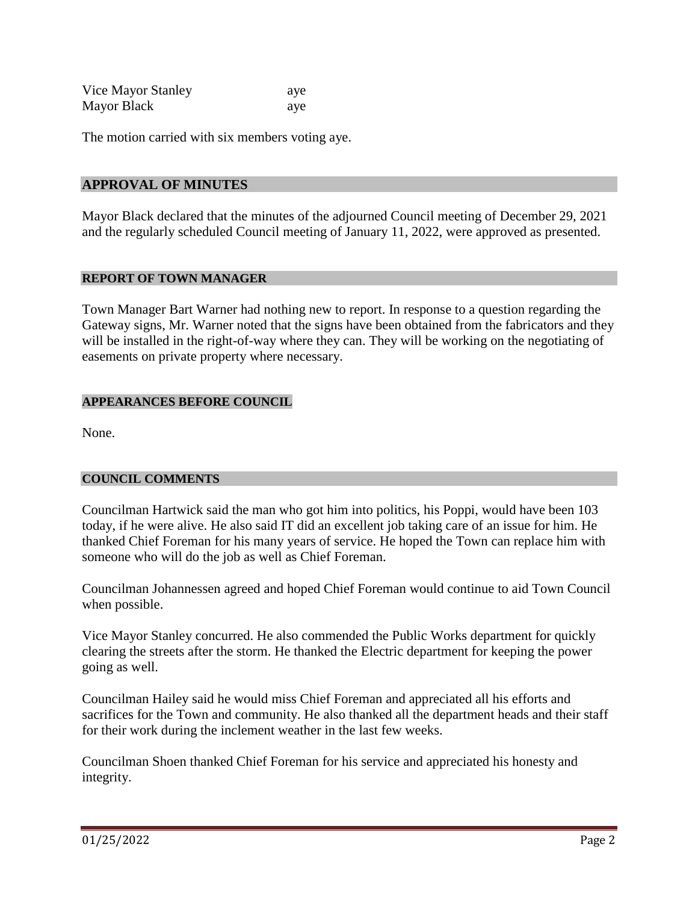| | |
|---|---|
| Vice Mayor Stanley | aye |
| Mayor Black | aye |

The motion carried with six members voting aye.

## APPROVAL OF MINUTES

Mayor Black declared that the minutes of the adjourned Council meeting of December 29, 2021 and the regularly scheduled Council meeting of January 11, 2022, were approved as presented.

## REPORT OF TOWN MANAGER

Town Manager Bart Warner had nothing new to report. In response to a question regarding the Gateway signs, Mr. Warner noted that the signs have been obtained from the fabricators and they will be installed in the right-of-way where they can. They will be working on the negotiating of easements on private property where necessary.

## APPEARANCES BEFORE COUNCIL

None.

## COUNCIL COMMENTS

Councilman Hartwick said the man who got him into politics, his Poppi, would have been 103 today, if he were alive. He also said IT did an excellent job taking care of an issue for him. He thanked Chief Foreman for his many years of service. He hoped the Town can replace him with someone who will do the job as well as Chief Foreman.

Councilman Johannessen agreed and hoped Chief Foreman would continue to aid Town Council when possible.

Vice Mayor Stanley concurred. He also commended the Public Works department for quickly clearing the streets after the storm. He thanked the Electric department for keeping the power going as well.

Councilman Hailey said he would miss Chief Foreman and appreciated all his efforts and sacrifices for the Town and community. He also thanked all the department heads and their staff for their work during the inclement weather in the last few weeks.

Councilman Shoen thanked Chief Foreman for his service and appreciated his honesty and integrity.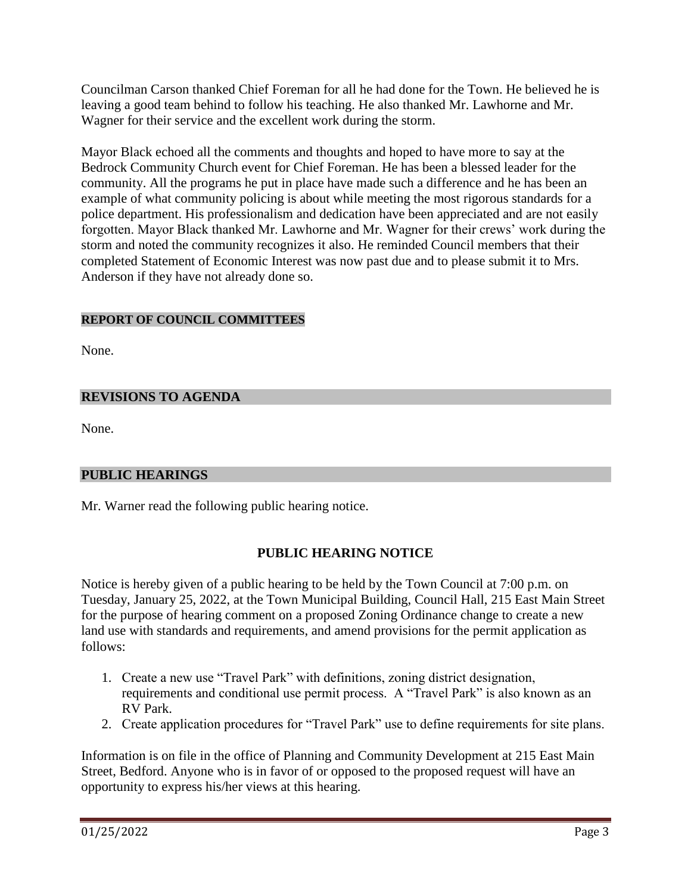Councilman Carson thanked Chief Foreman for all he had done for the Town. He believed he is leaving a good team behind to follow his teaching. He also thanked Mr. Lawhorne and Mr. Wagner for their service and the excellent work during the storm.

Mayor Black echoed all the comments and thoughts and hoped to have more to say at the Bedrock Community Church event for Chief Foreman. He has been a blessed leader for the community. All the programs he put in place have made such a difference and he has been an example of what community policing is about while meeting the most rigorous standards for a police department. His professionalism and dedication have been appreciated and are not easily forgotten. Mayor Black thanked Mr. Lawhorne and Mr. Wagner for their crews' work during the storm and noted the community recognizes it also. He reminded Council members that their completed Statement of Economic Interest was now past due and to please submit it to Mrs. Anderson if they have not already done so.

## REPORT OF COUNCIL COMMITTEES

None.

## REVISIONS TO AGENDA

None.

## PUBLIC HEARINGS

Mr. Warner read the following public hearing notice.

### PUBLIC HEARING NOTICE

Notice is hereby given of a public hearing to be held by the Town Council at 7:00 p.m. on Tuesday, January 25, 2022, at the Town Municipal Building, Council Hall, 215 East Main Street for the purpose of hearing comment on a proposed Zoning Ordinance change to create a new land use with standards and requirements, and amend provisions for the permit application as follows:

1. Create a new use "Travel Park" with definitions, zoning district designation, requirements and conditional use permit process. A "Travel Park" is also known as an RV Park.
2. Create application procedures for "Travel Park" use to define requirements for site plans.

Information is on file in the office of Planning and Community Development at 215 East Main Street, Bedford. Anyone who is in favor of or opposed to the proposed request will have an opportunity to express his/her views at this hearing.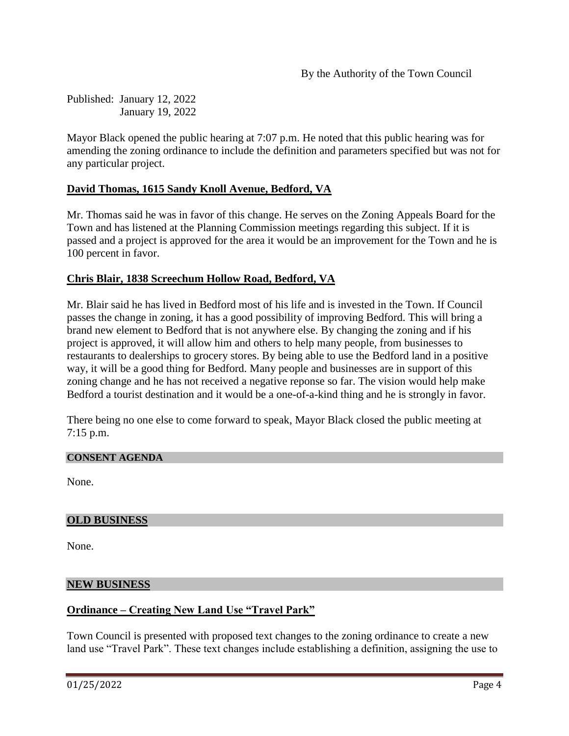By the Authority of the Town Council

Published: January 12, 2022
January 19, 2022

Mayor Black opened the public hearing at 7:07 p.m. He noted that this public hearing was for amending the zoning ordinance to include the definition and parameters specified but was not for any particular project.

**David Thomas, 1615 Sandy Knoll Avenue, Bedford, VA**

Mr. Thomas said he was in favor of this change. He serves on the Zoning Appeals Board for the Town and has listened at the Planning Commission meetings regarding this subject. If it is passed and a project is approved for the area it would be an improvement for the Town and he is 100 percent in favor.

**Chris Blair, 1838 Screechum Hollow Road, Bedford, VA**

Mr. Blair said he has lived in Bedford most of his life and is invested in the Town. If Council passes the change in zoning, it has a good possibility of improving Bedford. This will bring a brand new element to Bedford that is not anywhere else. By changing the zoning and if his project is approved, it will allow him and others to help many people, from businesses to restaurants to dealerships to grocery stores. By being able to use the Bedford land in a positive way, it will be a good thing for Bedford. Many people and businesses are in support of this zoning change and he has not received a negative reponse so far. The vision would help make Bedford a tourist destination and it would be a one-of-a-kind thing and he is strongly in favor.

There being no one else to come forward to speak, Mayor Black closed the public meeting at 7:15 p.m.

## CONSENT AGENDA

None.

## OLD BUSINESS

None.

## NEW BUSINESS

**Ordinance – Creating New Land Use "Travel Park"**

Town Council is presented with proposed text changes to the zoning ordinance to create a new land use "Travel Park". These text changes include establishing a definition, assigning the use to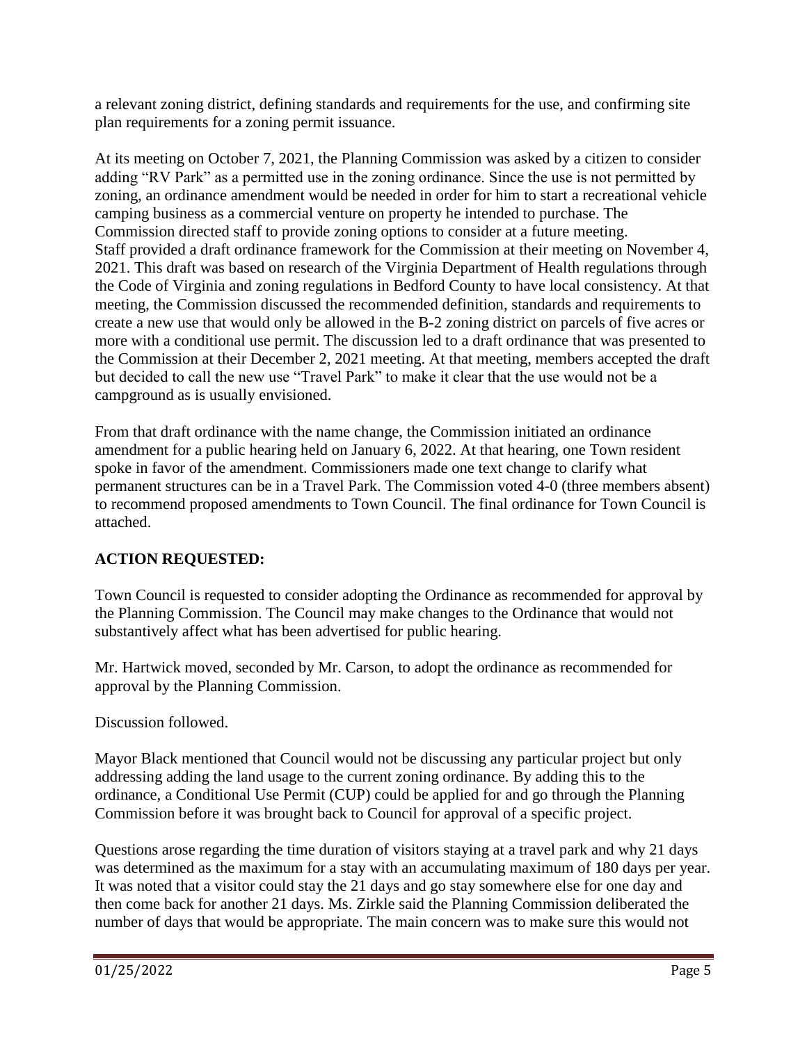a relevant zoning district, defining standards and requirements for the use, and confirming site plan requirements for a zoning permit issuance.

At its meeting on October 7, 2021, the Planning Commission was asked by a citizen to consider adding "RV Park" as a permitted use in the zoning ordinance. Since the use is not permitted by zoning, an ordinance amendment would be needed in order for him to start a recreational vehicle camping business as a commercial venture on property he intended to purchase. The Commission directed staff to provide zoning options to consider at a future meeting. Staff provided a draft ordinance framework for the Commission at their meeting on November 4, 2021. This draft was based on research of the Virginia Department of Health regulations through the Code of Virginia and zoning regulations in Bedford County to have local consistency. At that meeting, the Commission discussed the recommended definition, standards and requirements to create a new use that would only be allowed in the B-2 zoning district on parcels of five acres or more with a conditional use permit. The discussion led to a draft ordinance that was presented to the Commission at their December 2, 2021 meeting. At that meeting, members accepted the draft but decided to call the new use "Travel Park" to make it clear that the use would not be a campground as is usually envisioned.

From that draft ordinance with the name change, the Commission initiated an ordinance amendment for a public hearing held on January 6, 2022. At that hearing, one Town resident spoke in favor of the amendment. Commissioners made one text change to clarify what permanent structures can be in a Travel Park. The Commission voted 4-0 (three members absent) to recommend proposed amendments to Town Council. The final ordinance for Town Council is attached.

**ACTION REQUESTED:**

Town Council is requested to consider adopting the Ordinance as recommended for approval by the Planning Commission. The Council may make changes to the Ordinance that would not substantively affect what has been advertised for public hearing.

Mr. Hartwick moved, seconded by Mr. Carson, to adopt the ordinance as recommended for approval by the Planning Commission.

Discussion followed.

Mayor Black mentioned that Council would not be discussing any particular project but only addressing adding the land usage to the current zoning ordinance. By adding this to the ordinance, a Conditional Use Permit (CUP) could be applied for and go through the Planning Commission before it was brought back to Council for approval of a specific project.

Questions arose regarding the time duration of visitors staying at a travel park and why 21 days was determined as the maximum for a stay with an accumulating maximum of 180 days per year. It was noted that a visitor could stay the 21 days and go stay somewhere else for one day and then come back for another 21 days. Ms. Zirkle said the Planning Commission deliberated the number of days that would be appropriate. The main concern was to make sure this would not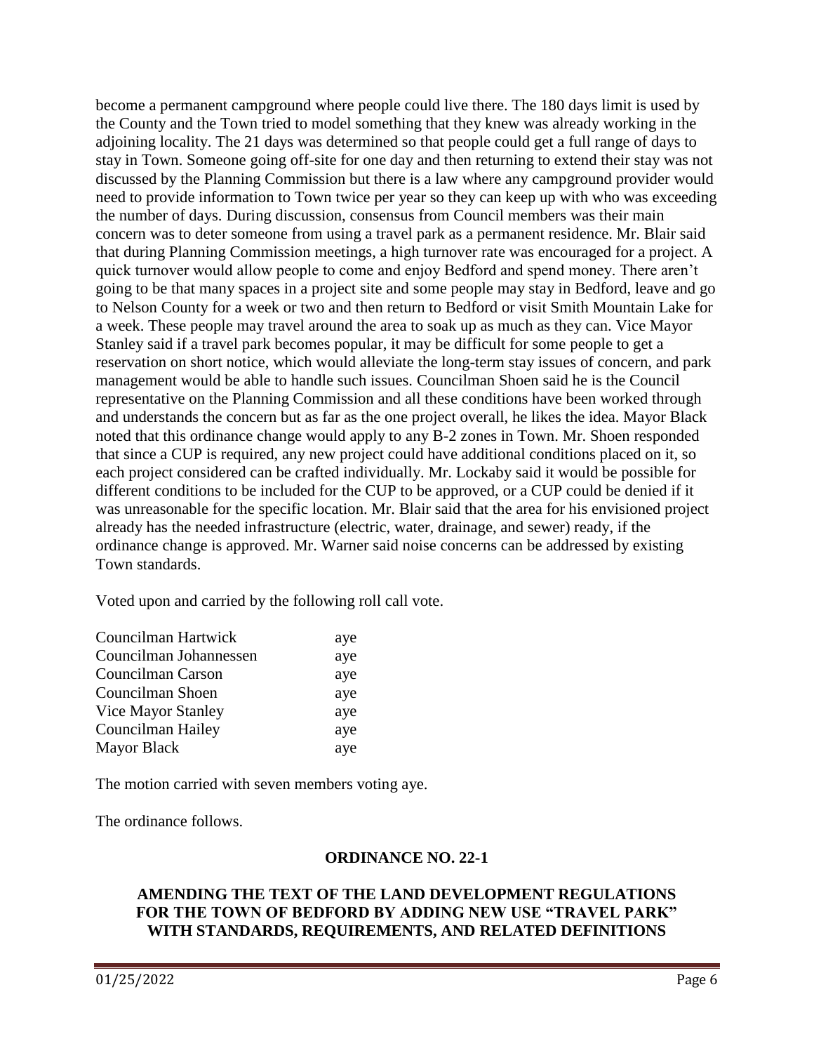become a permanent campground where people could live there. The 180 days limit is used by the County and the Town tried to model something that they knew was already working in the adjoining locality. The 21 days was determined so that people could get a full range of days to stay in Town. Someone going off-site for one day and then returning to extend their stay was not discussed by the Planning Commission but there is a law where any campground provider would need to provide information to Town twice per year so they can keep up with who was exceeding the number of days. During discussion, consensus from Council members was their main concern was to deter someone from using a travel park as a permanent residence. Mr. Blair said that during Planning Commission meetings, a high turnover rate was encouraged for a project. A quick turnover would allow people to come and enjoy Bedford and spend money. There aren't going to be that many spaces in a project site and some people may stay in Bedford, leave and go to Nelson County for a week or two and then return to Bedford or visit Smith Mountain Lake for a week. These people may travel around the area to soak up as much as they can. Vice Mayor Stanley said if a travel park becomes popular, it may be difficult for some people to get a reservation on short notice, which would alleviate the long-term stay issues of concern, and park management would be able to handle such issues. Councilman Shoen said he is the Council representative on the Planning Commission and all these conditions have been worked through and understands the concern but as far as the one project overall, he likes the idea. Mayor Black noted that this ordinance change would apply to any B-2 zones in Town. Mr. Shoen responded that since a CUP is required, any new project could have additional conditions placed on it, so each project considered can be crafted individually. Mr. Lockaby said it would be possible for different conditions to be included for the CUP to be approved, or a CUP could be denied if it was unreasonable for the specific location. Mr. Blair said that the area for his envisioned project already has the needed infrastructure (electric, water, drainage, and sewer) ready, if the ordinance change is approved. Mr. Warner said noise concerns can be addressed by existing Town standards.

Voted upon and carried by the following roll call vote.

| | |
|---|---|
| Councilman Hartwick | aye |
| Councilman Johannessen | aye |
| Councilman Carson | aye |
| Councilman Shoen | aye |
| Vice Mayor Stanley | aye |
| Councilman Hailey | aye |
| Mayor Black | aye |

The motion carried with seven members voting aye.

The ordinance follows.

**ORDINANCE NO. 22-1**

**AMENDING THE TEXT OF THE LAND DEVELOPMENT REGULATIONS FOR THE TOWN OF BEDFORD BY ADDING NEW USE "TRAVEL PARK" WITH STANDARDS, REQUIREMENTS, AND RELATED DEFINITIONS**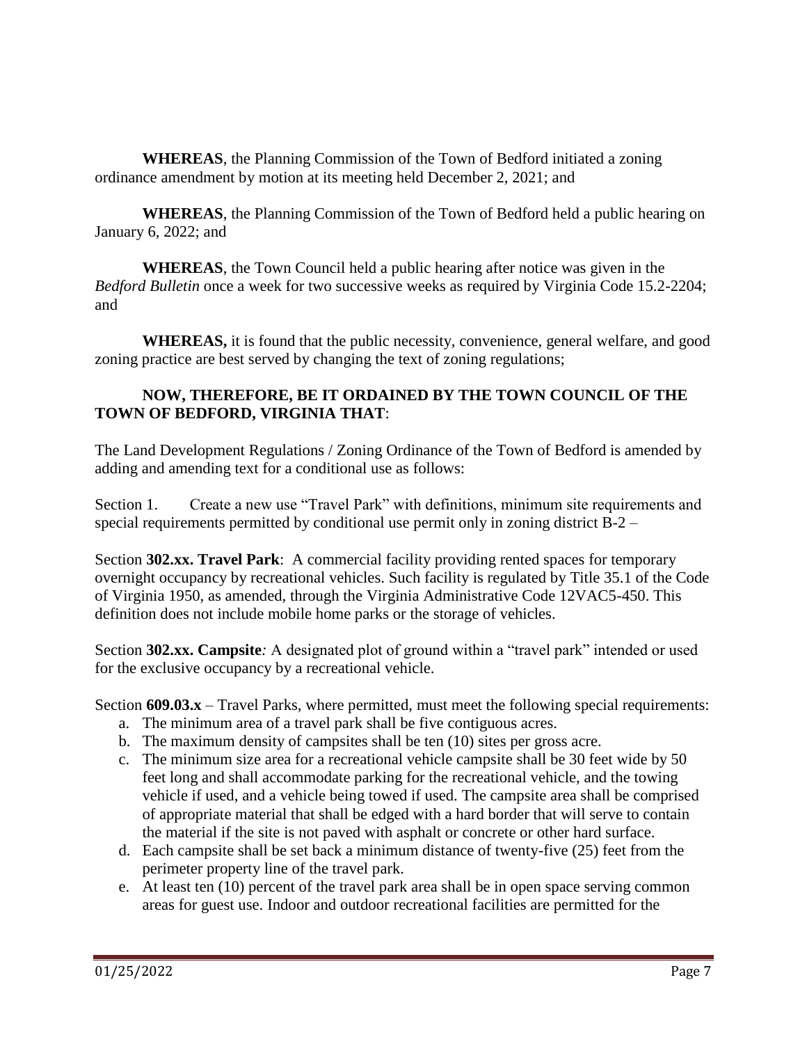**WHEREAS**, the Planning Commission of the Town of Bedford initiated a zoning ordinance amendment by motion at its meeting held December 2, 2021; and

**WHEREAS**, the Planning Commission of the Town of Bedford held a public hearing on January 6, 2022; and

**WHEREAS**, the Town Council held a public hearing after notice was given in the *Bedford Bulletin* once a week for two successive weeks as required by Virginia Code 15.2-2204; and

**WHEREAS,** it is found that the public necessity, convenience, general welfare, and good zoning practice are best served by changing the text of zoning regulations;

**NOW, THEREFORE, BE IT ORDAINED BY THE TOWN COUNCIL OF THE TOWN OF BEDFORD, VIRGINIA THAT**:

The Land Development Regulations / Zoning Ordinance of the Town of Bedford is amended by adding and amending text for a conditional use as follows:

Section 1. Create a new use "Travel Park" with definitions, minimum site requirements and special requirements permitted by conditional use permit only in zoning district B-2 –

Section **302.xx. Travel Park**: A commercial facility providing rented spaces for temporary overnight occupancy by recreational vehicles. Such facility is regulated by Title 35.1 of the Code of Virginia 1950, as amended, through the Virginia Administrative Code 12VAC5-450. This definition does not include mobile home parks or the storage of vehicles.

Section **302.xx. Campsite***:* A designated plot of ground within a "travel park" intended or used for the exclusive occupancy by a recreational vehicle.

Section **609.03.x** – Travel Parks, where permitted, must meet the following special requirements:

a. The minimum area of a travel park shall be five contiguous acres.
b. The maximum density of campsites shall be ten (10) sites per gross acre.
c. The minimum size area for a recreational vehicle campsite shall be 30 feet wide by 50 feet long and shall accommodate parking for the recreational vehicle, and the towing vehicle if used, and a vehicle being towed if used. The campsite area shall be comprised of appropriate material that shall be edged with a hard border that will serve to contain the material if the site is not paved with asphalt or concrete or other hard surface.
d. Each campsite shall be set back a minimum distance of twenty-five (25) feet from the perimeter property line of the travel park.
e. At least ten (10) percent of the travel park area shall be in open space serving common areas for guest use. Indoor and outdoor recreational facilities are permitted for the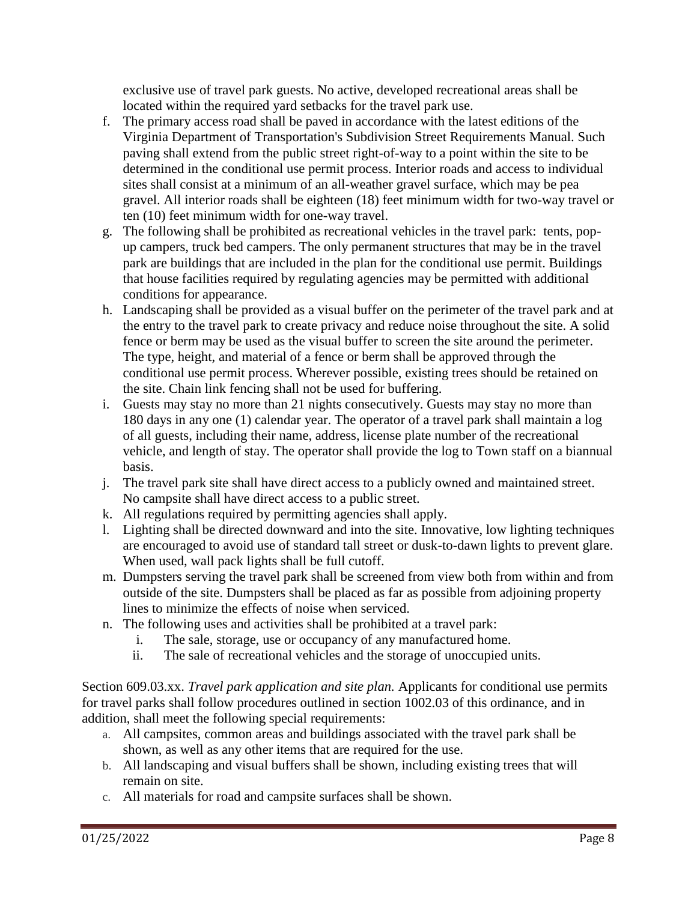exclusive use of travel park guests. No active, developed recreational areas shall be located within the required yard setbacks for the travel park use.

f. The primary access road shall be paved in accordance with the latest editions of the Virginia Department of Transportation's Subdivision Street Requirements Manual. Such paving shall extend from the public street right-of-way to a point within the site to be determined in the conditional use permit process. Interior roads and access to individual sites shall consist at a minimum of an all-weather gravel surface, which may be pea gravel. All interior roads shall be eighteen (18) feet minimum width for two-way travel or ten (10) feet minimum width for one-way travel.
g. The following shall be prohibited as recreational vehicles in the travel park: tents, pop-up campers, truck bed campers. The only permanent structures that may be in the travel park are buildings that are included in the plan for the conditional use permit. Buildings that house facilities required by regulating agencies may be permitted with additional conditions for appearance.
h. Landscaping shall be provided as a visual buffer on the perimeter of the travel park and at the entry to the travel park to create privacy and reduce noise throughout the site. A solid fence or berm may be used as the visual buffer to screen the site around the perimeter. The type, height, and material of a fence or berm shall be approved through the conditional use permit process. Wherever possible, existing trees should be retained on the site. Chain link fencing shall not be used for buffering.
i. Guests may stay no more than 21 nights consecutively. Guests may stay no more than 180 days in any one (1) calendar year. The operator of a travel park shall maintain a log of all guests, including their name, address, license plate number of the recreational vehicle, and length of stay. The operator shall provide the log to Town staff on a biannual basis.
j. The travel park site shall have direct access to a publicly owned and maintained street. No campsite shall have direct access to a public street.
k. All regulations required by permitting agencies shall apply.
l. Lighting shall be directed downward and into the site. Innovative, low lighting techniques are encouraged to avoid use of standard tall street or dusk-to-dawn lights to prevent glare. When used, wall pack lights shall be full cutoff.
m. Dumpsters serving the travel park shall be screened from view both from within and from outside of the site. Dumpsters shall be placed as far as possible from adjoining property lines to minimize the effects of noise when serviced.
n. The following uses and activities shall be prohibited at a travel park:
   i. The sale, storage, use or occupancy of any manufactured home.
   ii. The sale of recreational vehicles and the storage of unoccupied units.

Section 609.03.xx. *Travel park application and site plan.* Applicants for conditional use permits for travel parks shall follow procedures outlined in section 1002.03 of this ordinance, and in addition, shall meet the following special requirements:

a. All campsites, common areas and buildings associated with the travel park shall be shown, as well as any other items that are required for the use.
b. All landscaping and visual buffers shall be shown, including existing trees that will remain on site.
c. All materials for road and campsite surfaces shall be shown.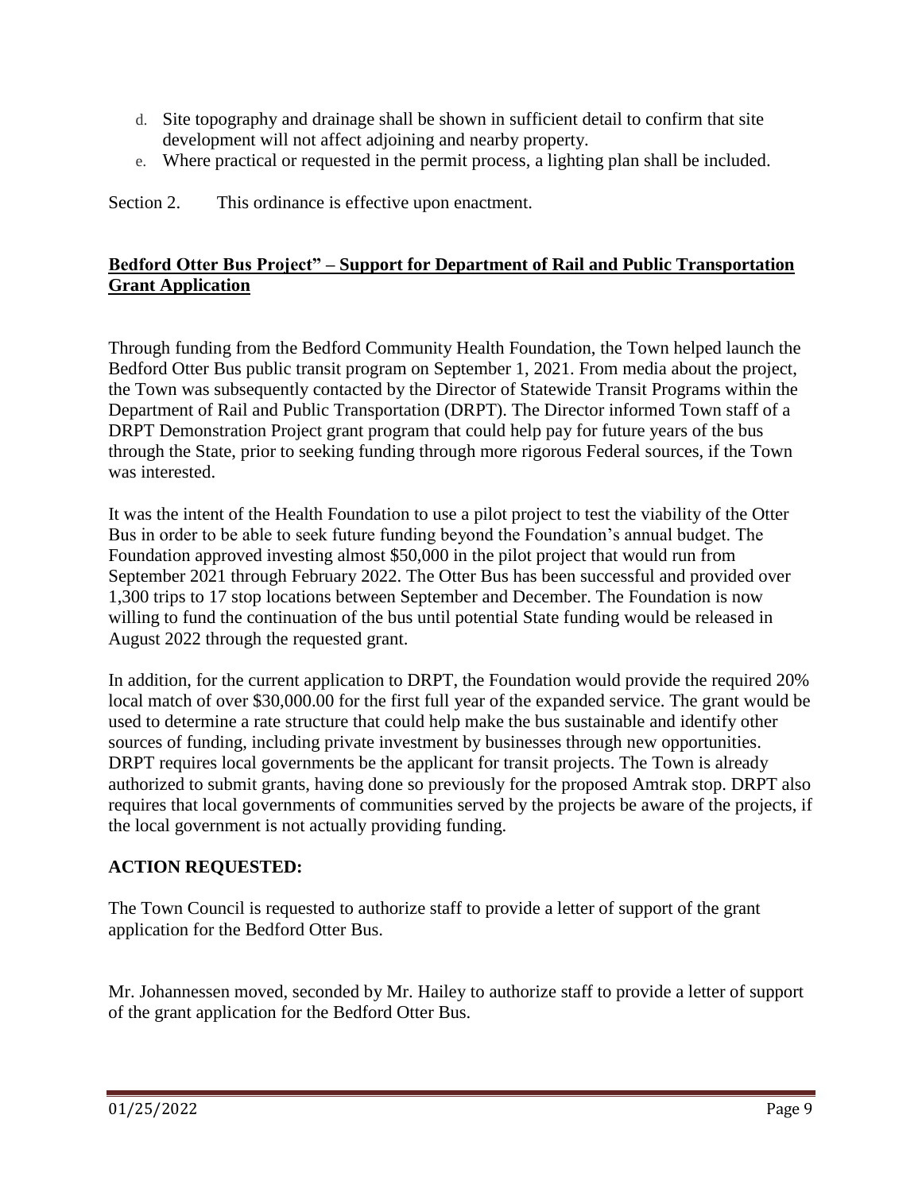d. Site topography and drainage shall be shown in sufficient detail to confirm that site development will not affect adjoining and nearby property.
e. Where practical or requested in the permit process, a lighting plan shall be included.

Section 2. This ordinance is effective upon enactment.

**Bedford Otter Bus Project" – Support for Department of Rail and Public Transportation Grant Application**

Through funding from the Bedford Community Health Foundation, the Town helped launch the Bedford Otter Bus public transit program on September 1, 2021. From media about the project, the Town was subsequently contacted by the Director of Statewide Transit Programs within the Department of Rail and Public Transportation (DRPT). The Director informed Town staff of a DRPT Demonstration Project grant program that could help pay for future years of the bus through the State, prior to seeking funding through more rigorous Federal sources, if the Town was interested.

It was the intent of the Health Foundation to use a pilot project to test the viability of the Otter Bus in order to be able to seek future funding beyond the Foundation's annual budget. The Foundation approved investing almost $50,000 in the pilot project that would run from September 2021 through February 2022. The Otter Bus has been successful and provided over 1,300 trips to 17 stop locations between September and December. The Foundation is now willing to fund the continuation of the bus until potential State funding would be released in August 2022 through the requested grant.

In addition, for the current application to DRPT, the Foundation would provide the required 20% local match of over $30,000.00 for the first full year of the expanded service. The grant would be used to determine a rate structure that could help make the bus sustainable and identify other sources of funding, including private investment by businesses through new opportunities. DRPT requires local governments be the applicant for transit projects. The Town is already authorized to submit grants, having done so previously for the proposed Amtrak stop. DRPT also requires that local governments of communities served by the projects be aware of the projects, if the local government is not actually providing funding.

**ACTION REQUESTED:**

The Town Council is requested to authorize staff to provide a letter of support of the grant application for the Bedford Otter Bus.

Mr. Johannessen moved, seconded by Mr. Hailey to authorize staff to provide a letter of support of the grant application for the Bedford Otter Bus.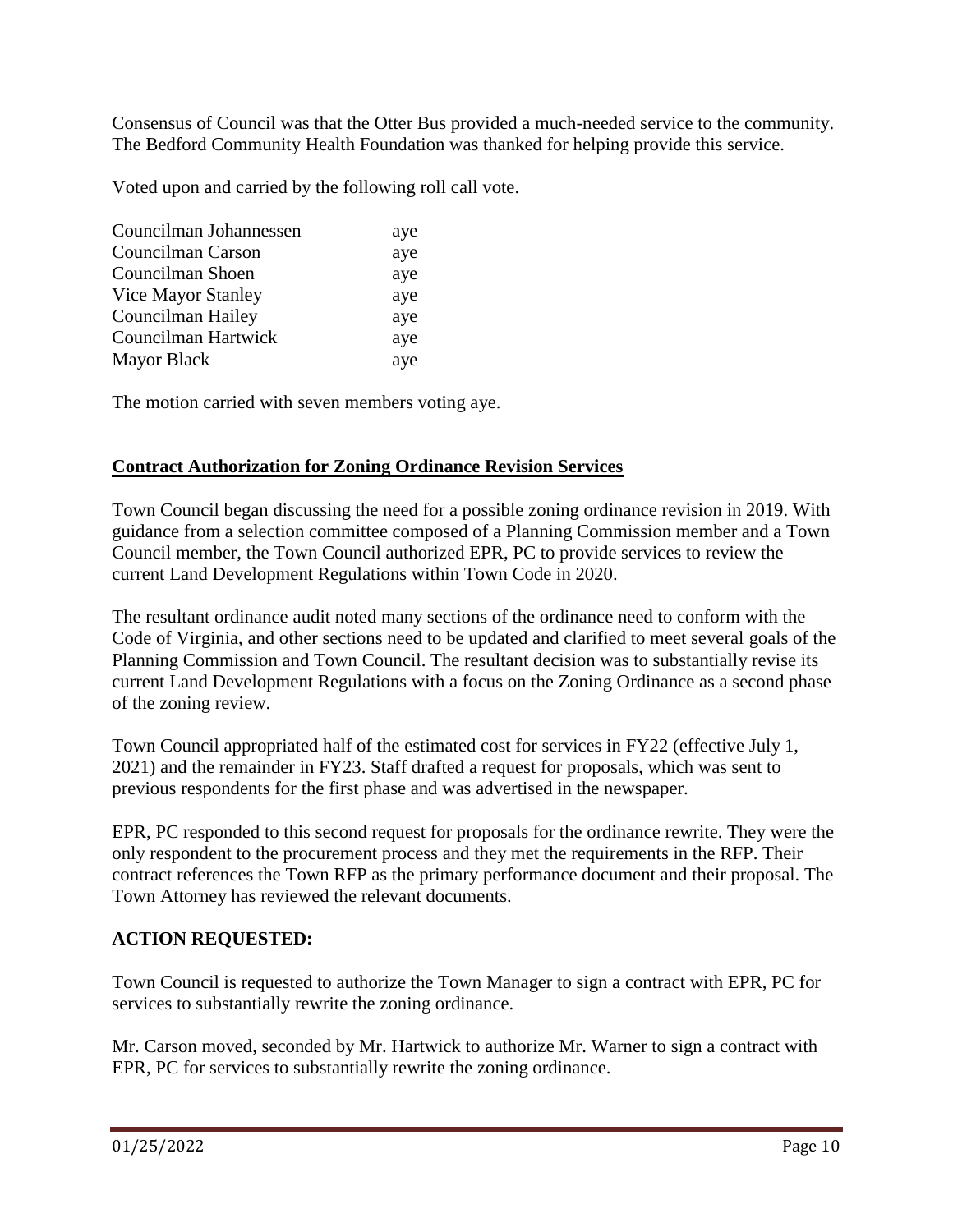Consensus of Council was that the Otter Bus provided a much-needed service to the community. The Bedford Community Health Foundation was thanked for helping provide this service.

Voted upon and carried by the following roll call vote.

| | |
|---|---|
| Councilman Johannessen | aye |
| Councilman Carson | aye |
| Councilman Shoen | aye |
| Vice Mayor Stanley | aye |
| Councilman Hailey | aye |
| Councilman Hartwick | aye |
| Mayor Black | aye |

The motion carried with seven members voting aye.

## **Contract Authorization for Zoning Ordinance Revision Services**

Town Council began discussing the need for a possible zoning ordinance revision in 2019. With guidance from a selection committee composed of a Planning Commission member and a Town Council member, the Town Council authorized EPR, PC to provide services to review the current Land Development Regulations within Town Code in 2020.

The resultant ordinance audit noted many sections of the ordinance need to conform with the Code of Virginia, and other sections need to be updated and clarified to meet several goals of the Planning Commission and Town Council. The resultant decision was to substantially revise its current Land Development Regulations with a focus on the Zoning Ordinance as a second phase of the zoning review.

Town Council appropriated half of the estimated cost for services in FY22 (effective July 1, 2021) and the remainder in FY23. Staff drafted a request for proposals, which was sent to previous respondents for the first phase and was advertised in the newspaper.

EPR, PC responded to this second request for proposals for the ordinance rewrite. They were the only respondent to the procurement process and they met the requirements in the RFP. Their contract references the Town RFP as the primary performance document and their proposal. The Town Attorney has reviewed the relevant documents.

**ACTION REQUESTED:**

Town Council is requested to authorize the Town Manager to sign a contract with EPR, PC for services to substantially rewrite the zoning ordinance.

Mr. Carson moved, seconded by Mr. Hartwick to authorize Mr. Warner to sign a contract with EPR, PC for services to substantially rewrite the zoning ordinance.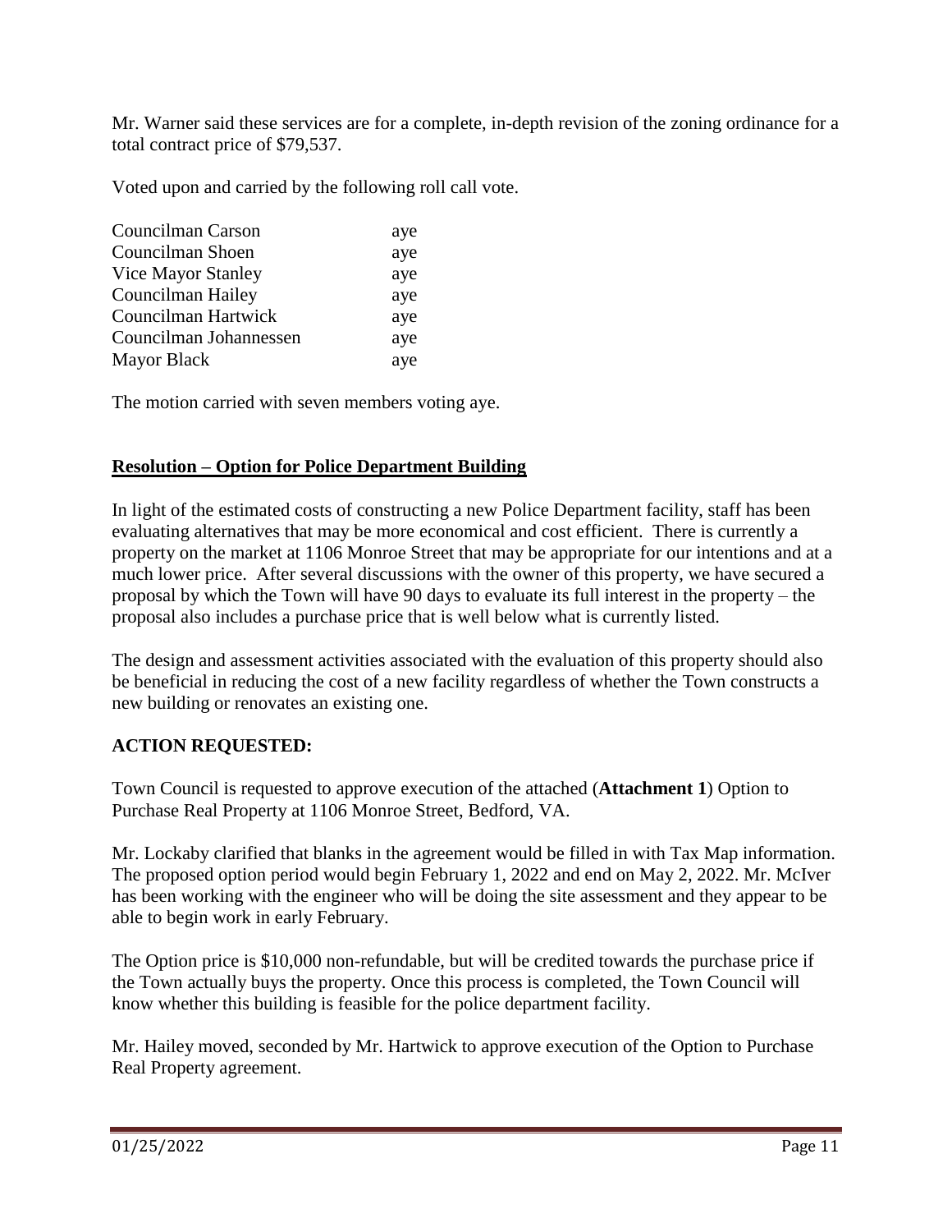Mr. Warner said these services are for a complete, in-depth revision of the zoning ordinance for a total contract price of $79,537.

Voted upon and carried by the following roll call vote.

| | |
|---|---|
| Councilman Carson | aye |
| Councilman Shoen | aye |
| Vice Mayor Stanley | aye |
| Councilman Hailey | aye |
| Councilman Hartwick | aye |
| Councilman Johannessen | aye |
| Mayor Black | aye |

The motion carried with seven members voting aye.

**Resolution – Option for Police Department Building**

In light of the estimated costs of constructing a new Police Department facility, staff has been evaluating alternatives that may be more economical and cost efficient. There is currently a property on the market at 1106 Monroe Street that may be appropriate for our intentions and at a much lower price. After several discussions with the owner of this property, we have secured a proposal by which the Town will have 90 days to evaluate its full interest in the property – the proposal also includes a purchase price that is well below what is currently listed.

The design and assessment activities associated with the evaluation of this property should also be beneficial in reducing the cost of a new facility regardless of whether the Town constructs a new building or renovates an existing one.

**ACTION REQUESTED:**

Town Council is requested to approve execution of the attached (**Attachment 1**) Option to Purchase Real Property at 1106 Monroe Street, Bedford, VA.

Mr. Lockaby clarified that blanks in the agreement would be filled in with Tax Map information. The proposed option period would begin February 1, 2022 and end on May 2, 2022. Mr. McIver has been working with the engineer who will be doing the site assessment and they appear to be able to begin work in early February.

The Option price is $10,000 non-refundable, but will be credited towards the purchase price if the Town actually buys the property. Once this process is completed, the Town Council will know whether this building is feasible for the police department facility.

Mr. Hailey moved, seconded by Mr. Hartwick to approve execution of the Option to Purchase Real Property agreement.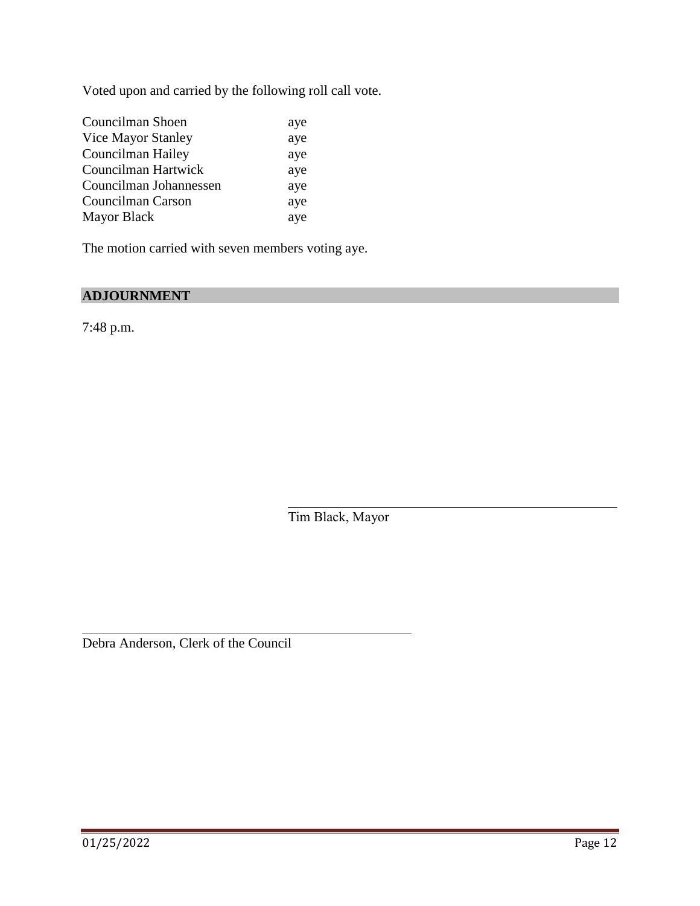Voted upon and carried by the following roll call vote.

| | |
|---|---|
| Councilman Shoen | aye |
| Vice Mayor Stanley | aye |
| Councilman Hailey | aye |
| Councilman Hartwick | aye |
| Councilman Johannessen | aye |
| Councilman Carson | aye |
| Mayor Black | aye |

The motion carried with seven members voting aye.

## ADJOURNMENT

7:48 p.m.

\_\_\_\_\_\_\_\_\_\_\_\_\_\_\_\_\_\_\_\_\_\_\_\_\_\_\_\_\_\_\_\_\_\_\_\_\_\_\_\_
Tim Black, Mayor

\_\_\_\_\_\_\_\_\_\_\_\_\_\_\_\_\_\_\_\_\_\_\_\_\_\_\_\_\_\_\_\_\_\_\_\_\_\_\_\_
Debra Anderson, Clerk of the Council